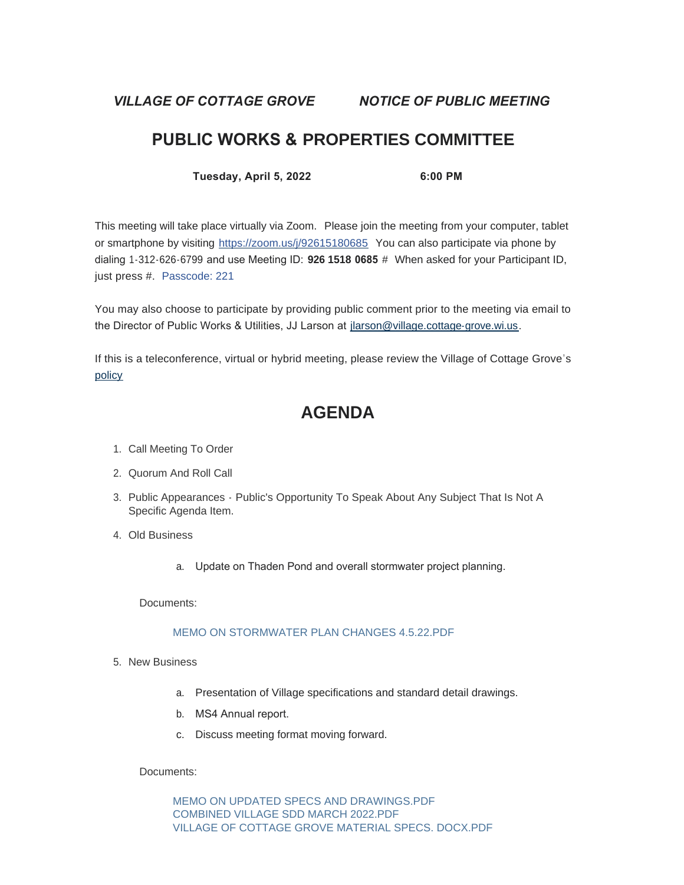*VILLAGE OF COTTAGE GROVE* *NOTICE OF PUBLIC MEETING*

# PUBLIC WORKS & PROPERTIES COMMITTEE

**Tuesday, April 5, 2022** **6:00 PM**

This meeting will take place virtually via Zoom. Please join the meeting from your computer, tablet or smartphone by visiting https://zoom.us/j/92615180685 You can also participate via phone by dialing 1-312-626-6799 and use Meeting ID: **926 1518 0685** # When asked for your Participant ID, just press #. Passcode: 221

You may also choose to participate by providing public comment prior to the meeting via email to the Director of Public Works & Utilities, JJ Larson at jlarson@village.cottage-grove.wi.us.

If this is a teleconference, virtual or hybrid meeting, please review the Village of Cottage Grove's policy

# AGENDA

1. Call Meeting To Order
2. Quorum And Roll Call
3. Public Appearances - Public's Opportunity To Speak About Any Subject That Is Not A Specific Agenda Item.
4. Old Business
   a. Update on Thaden Pond and overall stormwater project planning.

   Documents:

   MEMO ON STORMWATER PLAN CHANGES 4.5.22.PDF

5. New Business
   a. Presentation of Village specifications and standard detail drawings.
   b. MS4 Annual report.
   c. Discuss meeting format moving forward.

   Documents:

   MEMO ON UPDATED SPECS AND DRAWINGS.PDF
   COMBINED VILLAGE SDD MARCH 2022.PDF
   VILLAGE OF COTTAGE GROVE MATERIAL SPECS. DOCX.PDF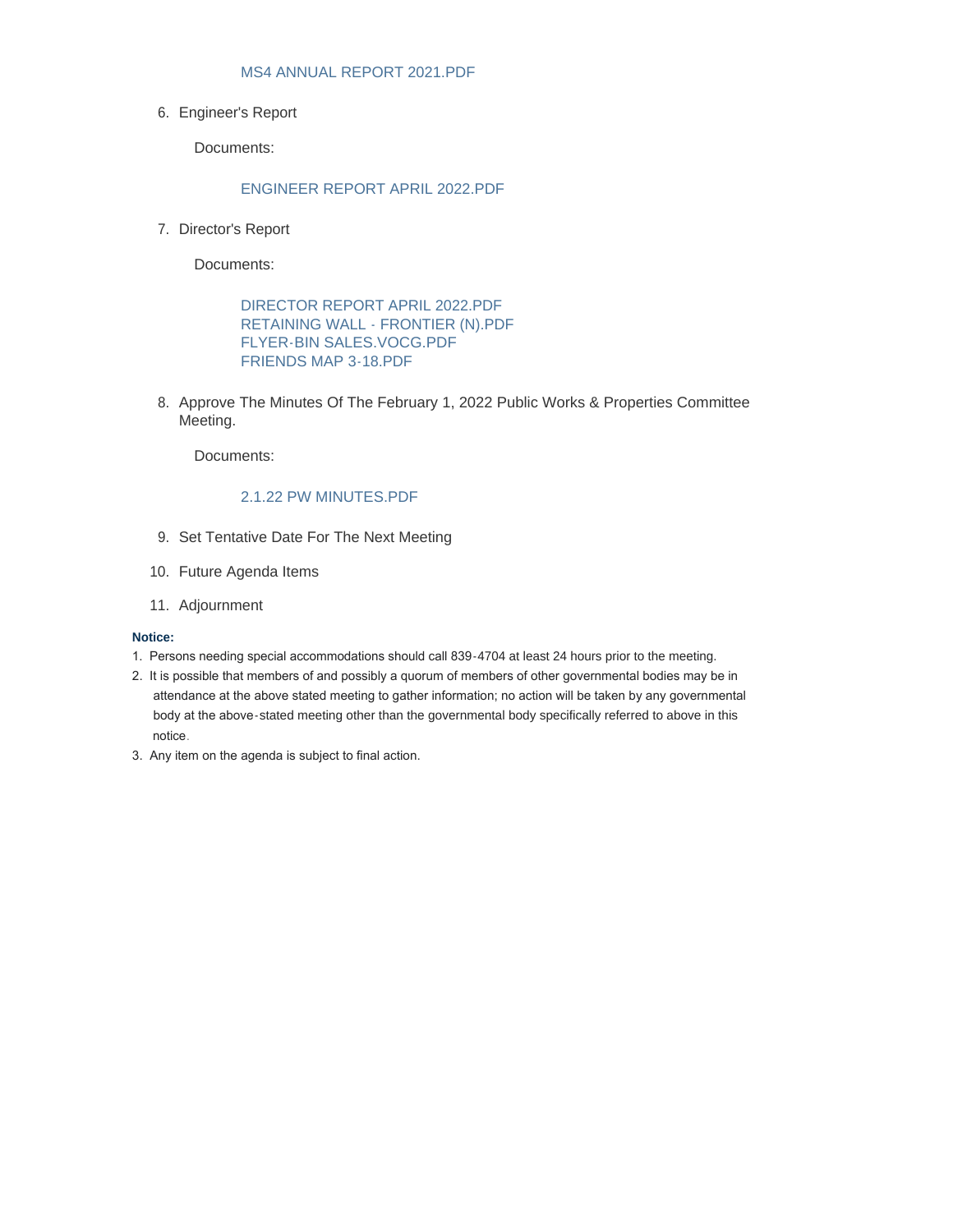MS4 ANNUAL REPORT 2021.PDF

6. Engineer's Report

   Documents:

   ENGINEER REPORT APRIL 2022.PDF

7. Director's Report

   Documents:

   DIRECTOR REPORT APRIL 2022.PDF
   RETAINING WALL - FRONTIER (N).PDF
   FLYER-BIN SALES.VOCG.PDF
   FRIENDS MAP 3-18.PDF

8. Approve The Minutes Of The February 1, 2022 Public Works & Properties Committee Meeting.

   Documents:

   2.1.22 PW MINUTES.PDF

9. Set Tentative Date For The Next Meeting

10. Future Agenda Items

11. Adjournment

**Notice:**

1. Persons needing special accommodations should call 839-4704 at least 24 hours prior to the meeting.
2. It is possible that members of and possibly a quorum of members of other governmental bodies may be in attendance at the above stated meeting to gather information; no action will be taken by any governmental body at the above-stated meeting other than the governmental body specifically referred to above in this notice.
3. Any item on the agenda is subject to final action.